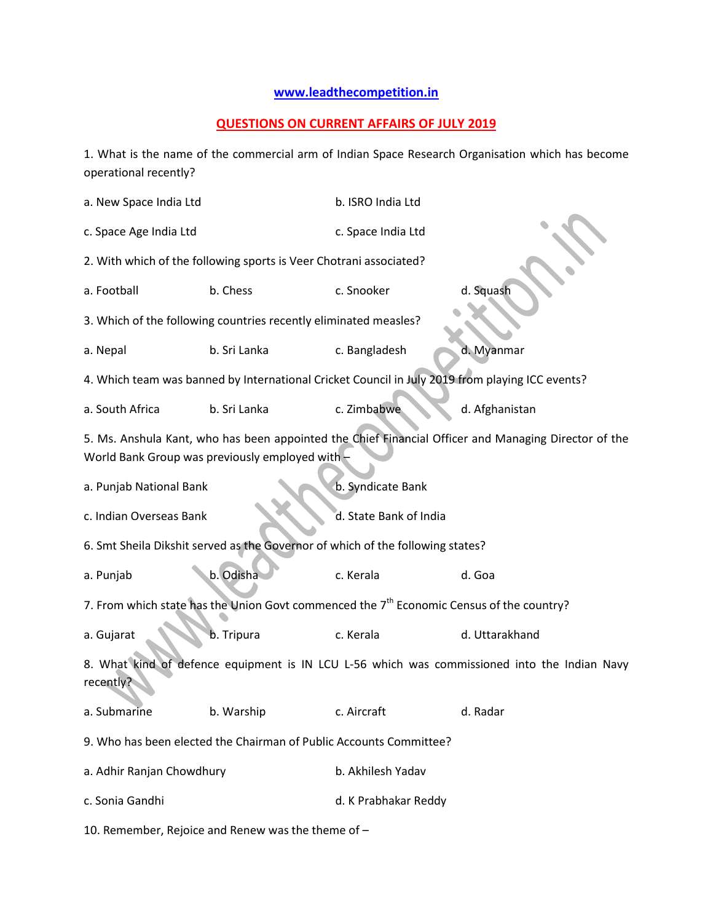**www.leadthecompetition.in**

## QUESTIONS ON CURRENT AFFAIRS OF JULY 2019

1. What is the name of the commercial arm of Indian Space Research Organisation which has become operational recently?

a. New Space India Ltd    b. ISRO India Ltd

c. Space Age India Ltd    c. Space India Ltd

2. With which of the following sports is Veer Chotrani associated?

a. Football    b. Chess    c. Snooker    d. Squash

3. Which of the following countries recently eliminated measles?

a. Nepal    b. Sri Lanka    c. Bangladesh    d. Myanmar

4. Which team was banned by International Cricket Council in July 2019 from playing ICC events?

a. South Africa    b. Sri Lanka    c. Zimbabwe    d. Afghanistan

5. Ms. Anshula Kant, who has been appointed the Chief Financial Officer and Managing Director of the World Bank Group was previously employed with –

a. Punjab National Bank    b. Syndicate Bank

c. Indian Overseas Bank    d. State Bank of India

6. Smt Sheila Dikshit served as the Governor of which of the following states?

a. Punjab    b. Odisha    c. Kerala    d. Goa

7. From which state has the Union Govt commenced the 7th Economic Census of the country?

a. Gujarat    b. Tripura    c. Kerala    d. Uttarakhand

8. What kind of defence equipment is IN LCU L-56 which was commissioned into the Indian Navy recently?

a. Submarine    b. Warship    c. Aircraft    d. Radar

9. Who has been elected the Chairman of Public Accounts Committee?

a. Adhir Ranjan Chowdhury    b. Akhilesh Yadav

c. Sonia Gandhi    d. K Prabhakar Reddy

10. Remember, Rejoice and Renew was the theme of –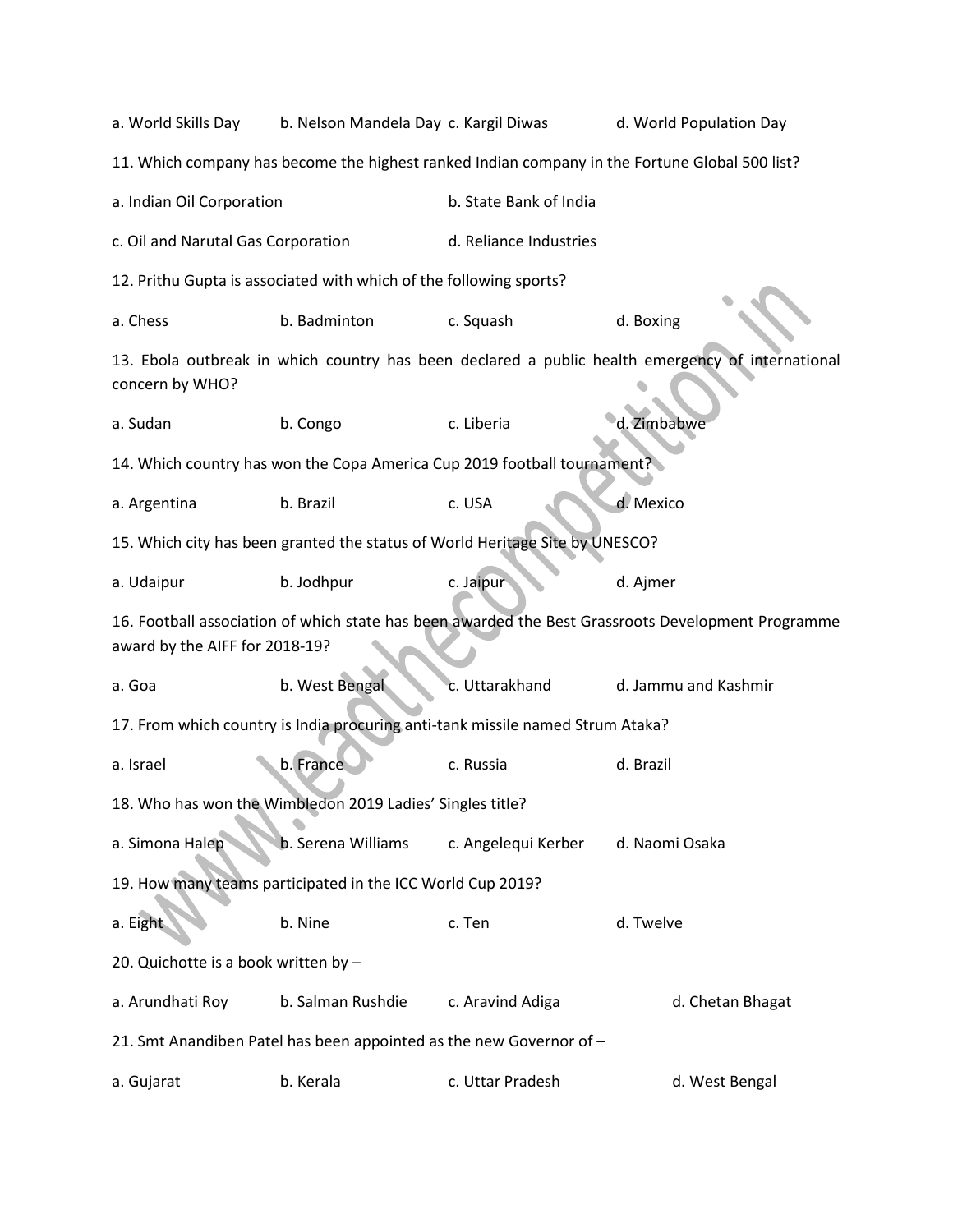a. World Skills Day b. Nelson Mandela Day c. Kargil Diwas d. World Population Day

11. Which company has become the highest ranked Indian company in the Fortune Global 500 list?

a. Indian Oil Corporation b. State Bank of India

c. Oil and Narutal Gas Corporation d. Reliance Industries

12. Prithu Gupta is associated with which of the following sports?

a. Chess b. Badminton c. Squash d. Boxing

13. Ebola outbreak in which country has been declared a public health emergency of international concern by WHO?

a. Sudan b. Congo c. Liberia d. Zimbabwe

14. Which country has won the Copa America Cup 2019 football tournament?

a. Argentina b. Brazil c. USA d. Mexico

15. Which city has been granted the status of World Heritage Site by UNESCO?

a. Udaipur b. Jodhpur c. Jaipur d. Ajmer

16. Football association of which state has been awarded the Best Grassroots Development Programme award by the AIFF for 2018-19?

a. Goa b. West Bengal c. Uttarakhand d. Jammu and Kashmir

17. From which country is India procuring anti-tank missile named Strum Ataka?

a. Israel b. France c. Russia d. Brazil

18. Who has won the Wimbledon 2019 Ladies' Singles title?

a. Simona Halep b. Serena Williams c. Angelequi Kerber d. Naomi Osaka

19. How many teams participated in the ICC World Cup 2019?

a. Eight b. Nine c. Ten d. Twelve

20. Quichotte is a book written by –

a. Arundhati Roy b. Salman Rushdie c. Aravind Adiga d. Chetan Bhagat

21. Smt Anandiben Patel has been appointed as the new Governor of –

a. Gujarat b. Kerala c. Uttar Pradesh d. West Bengal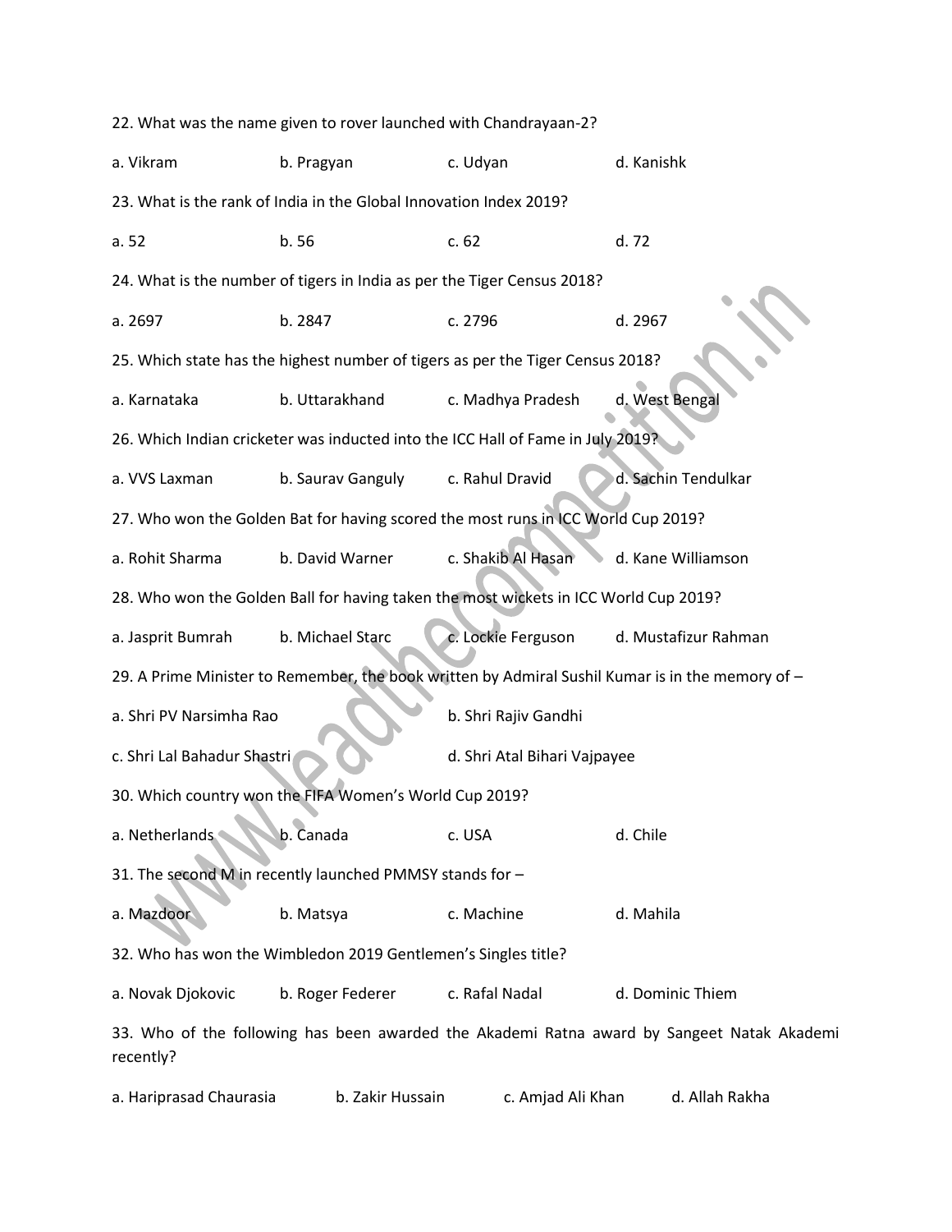22. What was the name given to rover launched with Chandrayaan-2?

a. Vikram  b. Pragyan  c. Udyan  d. Kanishk

23. What is the rank of India in the Global Innovation Index 2019?

a. 52  b. 56  c. 62  d. 72

24. What is the number of tigers in India as per the Tiger Census 2018?

a. 2697  b. 2847  c. 2796  d. 2967

25. Which state has the highest number of tigers as per the Tiger Census 2018?

a. Karnataka  b. Uttarakhand  c. Madhya Pradesh  d. West Bengal

26. Which Indian cricketer was inducted into the ICC Hall of Fame in July 2019?

a. VVS Laxman  b. Saurav Ganguly  c. Rahul Dravid  d. Sachin Tendulkar

27. Who won the Golden Bat for having scored the most runs in ICC World Cup 2019?

a. Rohit Sharma  b. David Warner  c. Shakib Al Hasan  d. Kane Williamson

28. Who won the Golden Ball for having taken the most wickets in ICC World Cup 2019?

a. Jasprit Bumrah  b. Michael Starc  c. Lockie Ferguson  d. Mustafizur Rahman

29. A Prime Minister to Remember, the book written by Admiral Sushil Kumar is in the memory of –

a. Shri PV Narsimha Rao  b. Shri Rajiv Gandhi

c. Shri Lal Bahadur Shastri  d. Shri Atal Bihari Vajpayee

30. Which country won the FIFA Women's World Cup 2019?

a. Netherlands  b. Canada  c. USA  d. Chile

31. The second M in recently launched PMMSY stands for –

a. Mazdoor  b. Matsya  c. Machine  d. Mahila

32. Who has won the Wimbledon 2019 Gentlemen's Singles title?

a. Novak Djokovic  b. Roger Federer  c. Rafal Nadal  d. Dominic Thiem

33. Who of the following has been awarded the Akademi Ratna award by Sangeet Natak Akademi recently?

a. Hariprasad Chaurasia  b. Zakir Hussain  c. Amjad Ali Khan  d. Allah Rakha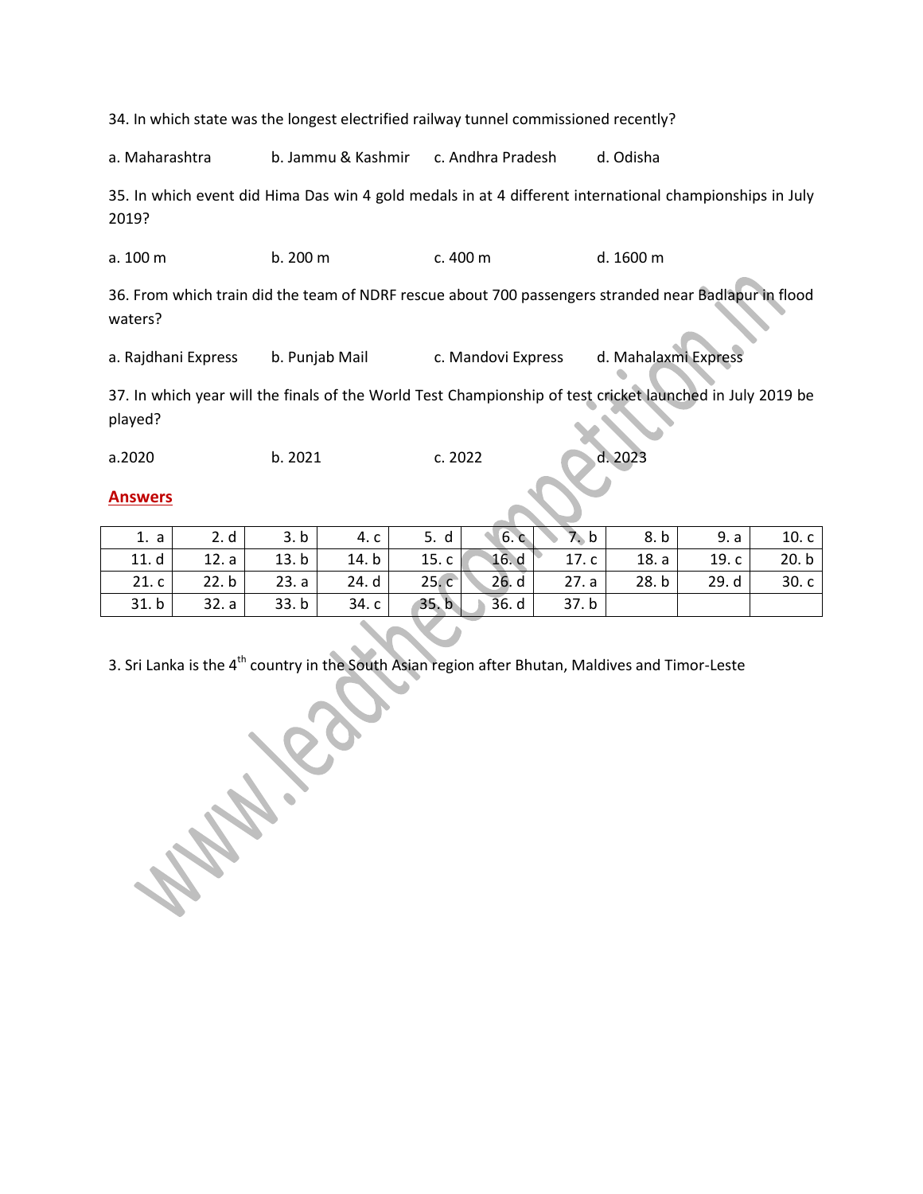34. In which state was the longest electrified railway tunnel commissioned recently?

a. Maharashtra b. Jammu & Kashmir c. Andhra Pradesh d. Odisha

35. In which event did Hima Das win 4 gold medals in at 4 different international championships in July 2019?

a. 100 m b. 200 m c. 400 m d. 1600 m

36. From which train did the team of NDRF rescue about 700 passengers stranded near Badlapur in flood waters?

a. Rajdhani Express b. Punjab Mail c. Mandovi Express d. Mahalaxmi Express

37. In which year will the finals of the World Test Championship of test cricket launched in July 2019 be played?

a.2020 b. 2021 c. 2022 d. 2023

**Answers**

| | | | | | | | | | |
|---|---|---|---|---|---|---|---|---|---|
| 1. a | 2. d | 3. b | 4. c | 5. d | 6. c | 7. b | 8. b | 9. a | 10. c |
| 11. d | 12. a | 13. b | 14. b | 15. c | 16. d | 17. c | 18. a | 19. c | 20. b |
| 21. c | 22. b | 23. a | 24. d | 25. c | 26. d | 27. a | 28. b | 29. d | 30. c |
| 31. b | 32. a | 33. b | 34. c | 35. b | 36. d | 37. b | | | |

3. Sri Lanka is the 4th country in the South Asian region after Bhutan, Maldives and Timor-Leste